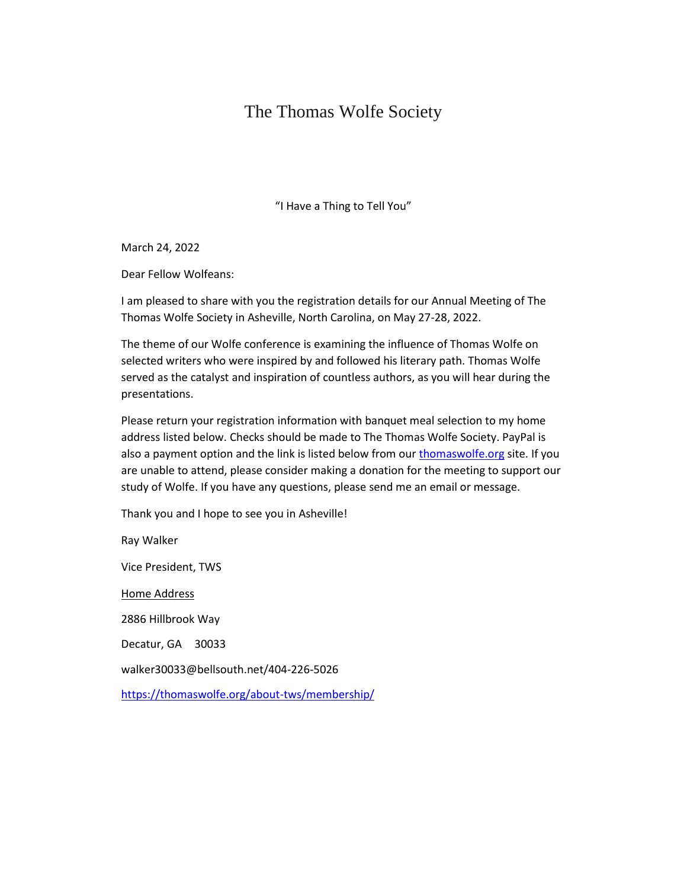# The Thomas Wolfe Society

"I Have a Thing to Tell You"

March 24, 2022

Dear Fellow Wolfeans:

I am pleased to share with you the registration details for our Annual Meeting of The Thomas Wolfe Society in Asheville, North Carolina, on May 27-28, 2022.

The theme of our Wolfe conference is examining the influence of Thomas Wolfe on selected writers who were inspired by and followed his literary path. Thomas Wolfe served as the catalyst and inspiration of countless authors, as you will hear during the presentations.

Please return your registration information with banquet meal selection to my home address listed below. Checks should be made to The Thomas Wolfe Society. PayPal is also a payment option and the link is listed below from our [thomaswolfe.org](thomaswolfe.org) site. If you are unable to attend, please consider making a donation for the meeting to support our study of Wolfe. If you have any questions, please send me an email or message.

Thank you and I hope to see you in Asheville!

Ray Walker

Vice President, TWS

Home Address

2886 Hillbrook Way

Decatur, GA 30033

walker30033@bellsouth.net/404-226-5026

https://thomaswolfe.org/about-tws/membership/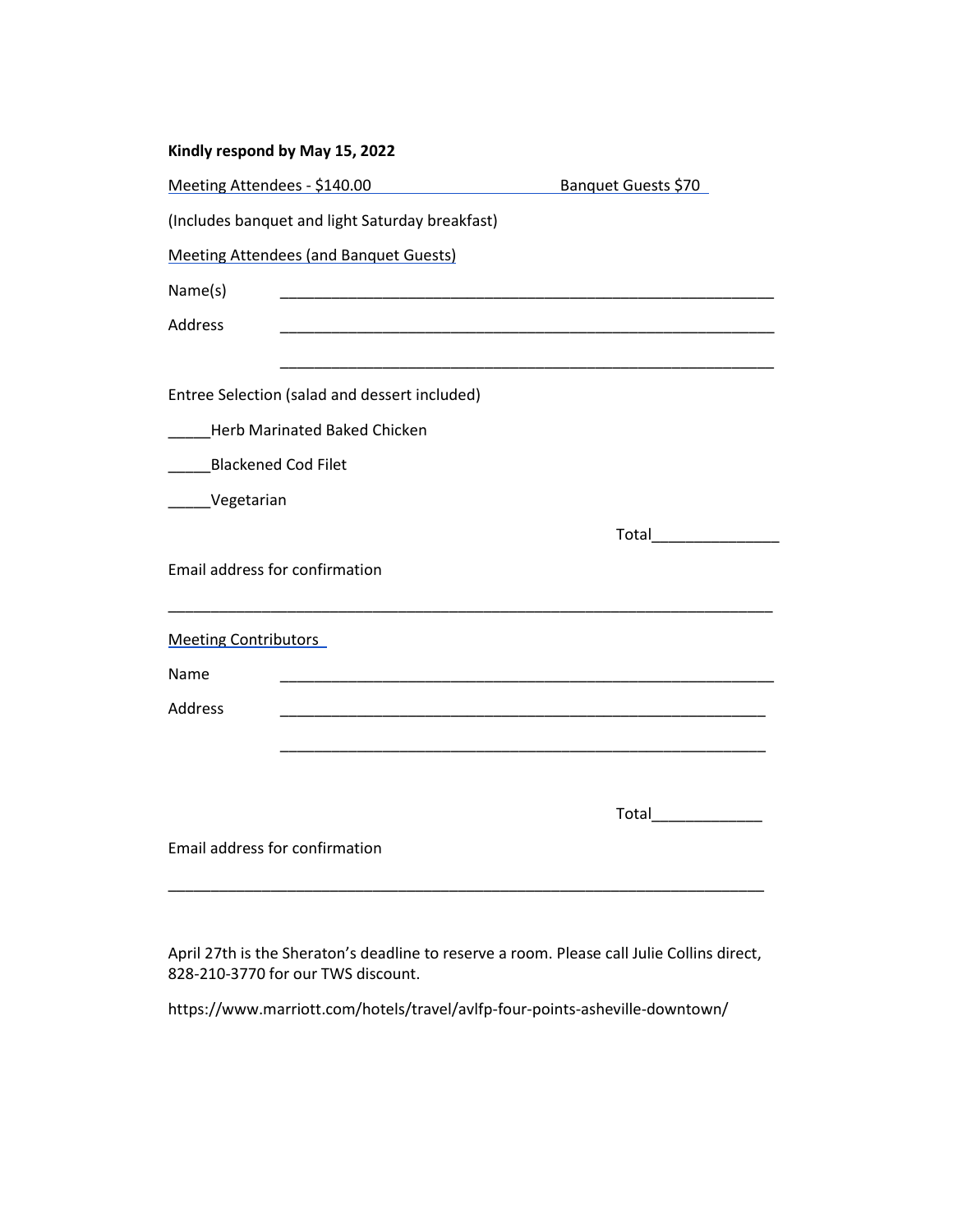**Kindly respond by May 15, 2022**

Meeting Attendees - $140.00 Banquet Guests $70

(Includes banquet and light Saturday breakfast)

Meeting Attendees (and Banquet Guests)

Name(s) ____________________________________________________________

Address ____________________________________________________________

____________________________________________________________

Entree Selection (salad and dessert included)

_____Herb Marinated Baked Chicken

_____Blackened Cod Filet

_____Vegetarian

Total_______________

Email address for confirmation

__________________________________________________________________________

Meeting Contributors

Name ____________________________________________________________

Address ____________________________________________________________

____________________________________________________________

Total_____________

Email address for confirmation

__________________________________________________________________________

April 27th is the Sheraton's deadline to reserve a room. Please call Julie Collins direct, 828-210-3770 for our TWS discount.

https://www.marriott.com/hotels/travel/avlfp-four-points-asheville-downtown/